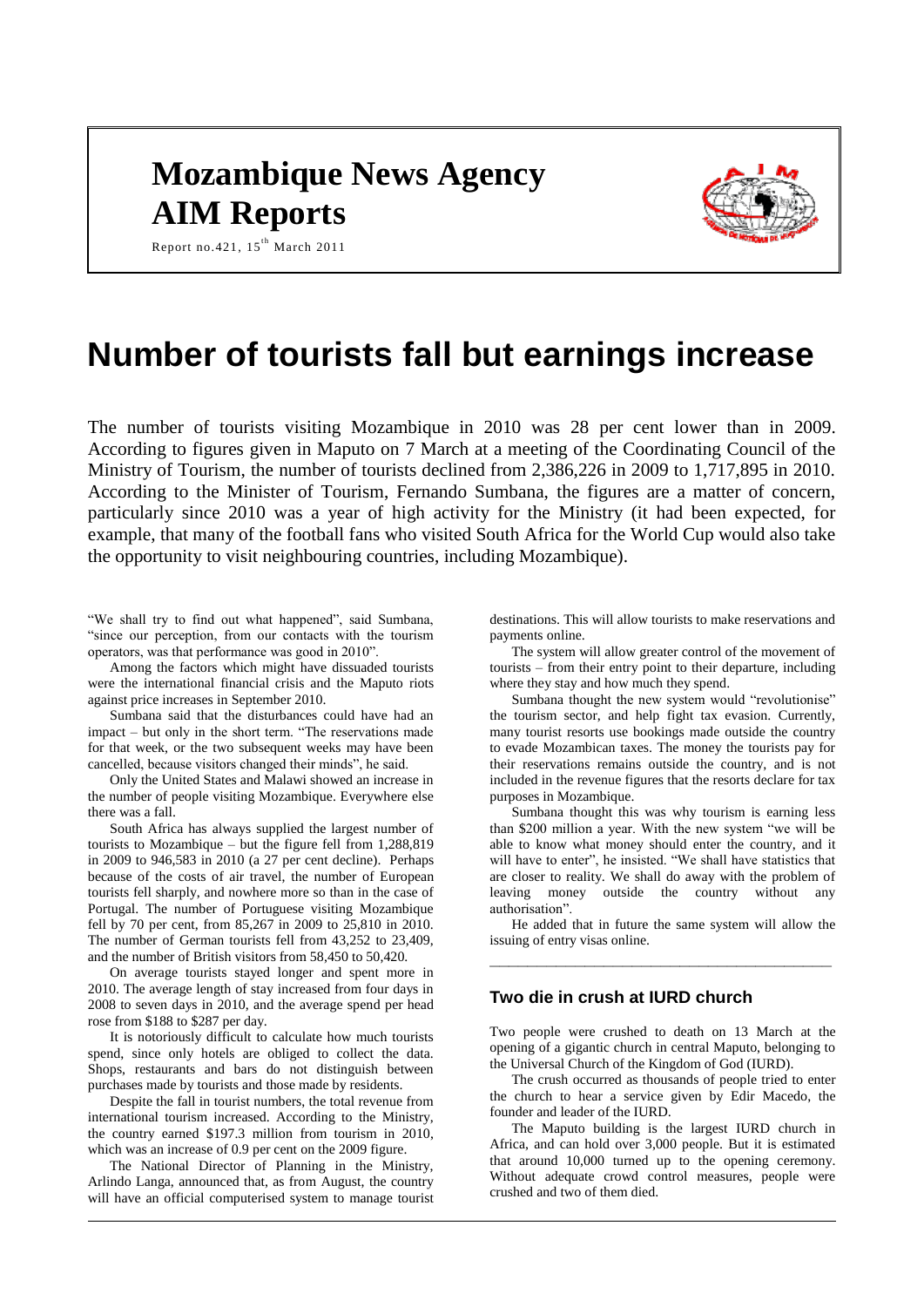# Mozambique News Agency AIM Reports

Report no.421, 15th March 2011

# Number of tourists fall but earnings increase

The number of tourists visiting Mozambique in 2010 was 28 per cent lower than in 2009. According to figures given in Maputo on 7 March at a meeting of the Coordinating Council of the Ministry of Tourism, the number of tourists declined from 2,386,226 in 2009 to 1,717,895 in 2010. According to the Minister of Tourism, Fernando Sumbana, the figures are a matter of concern, particularly since 2010 was a year of high activity for the Ministry (it had been expected, for example, that many of the football fans who visited South Africa for the World Cup would also take the opportunity to visit neighbouring countries, including Mozambique).

"We shall try to find out what happened", said Sumbana, "since our perception, from our contacts with the tourism operators, was that performance was good in 2010".

Among the factors which might have dissuaded tourists were the international financial crisis and the Maputo riots against price increases in September 2010.

Sumbana said that the disturbances could have had an impact – but only in the short term. "The reservations made for that week, or the two subsequent weeks may have been cancelled, because visitors changed their minds", he said.

Only the United States and Malawi showed an increase in the number of people visiting Mozambique. Everywhere else there was a fall.

South Africa has always supplied the largest number of tourists to Mozambique – but the figure fell from 1,288,819 in 2009 to 946,583 in 2010 (a 27 per cent decline). Perhaps because of the costs of air travel, the number of European tourists fell sharply, and nowhere more so than in the case of Portugal. The number of Portuguese visiting Mozambique fell by 70 per cent, from 85,267 in 2009 to 25,810 in 2010. The number of German tourists fell from 43,252 to 23,409, and the number of British visitors from 58,450 to 50,420.

On average tourists stayed longer and spent more in 2010. The average length of stay increased from four days in 2008 to seven days in 2010, and the average spend per head rose from $188 to $287 per day.

It is notoriously difficult to calculate how much tourists spend, since only hotels are obliged to collect the data. Shops, restaurants and bars do not distinguish between purchases made by tourists and those made by residents.

Despite the fall in tourist numbers, the total revenue from international tourism increased. According to the Ministry, the country earned $197.3 million from tourism in 2010, which was an increase of 0.9 per cent on the 2009 figure.

The National Director of Planning in the Ministry, Arlindo Langa, announced that, as from August, the country will have an official computerised system to manage tourist destinations. This will allow tourists to make reservations and payments online.

The system will allow greater control of the movement of tourists – from their entry point to their departure, including where they stay and how much they spend.

Sumbana thought the new system would "revolutionise" the tourism sector, and help fight tax evasion. Currently, many tourist resorts use bookings made outside the country to evade Mozambican taxes. The money the tourists pay for their reservations remains outside the country, and is not included in the revenue figures that the resorts declare for tax purposes in Mozambique.

Sumbana thought this was why tourism is earning less than $200 million a year. With the new system "we will be able to know what money should enter the country, and it will have to enter", he insisted. "We shall have statistics that are closer to reality. We shall do away with the problem of leaving money outside the country without any authorisation".

He added that in future the same system will allow the issuing of entry visas online.

---

## Two die in crush at IURD church

Two people were crushed to death on 13 March at the opening of a gigantic church in central Maputo, belonging to the Universal Church of the Kingdom of God (IURD).

The crush occurred as thousands of people tried to enter the church to hear a service given by Edir Macedo, the founder and leader of the IURD.

The Maputo building is the largest IURD church in Africa, and can hold over 3,000 people. But it is estimated that around 10,000 turned up to the opening ceremony. Without adequate crowd control measures, people were crushed and two of them died.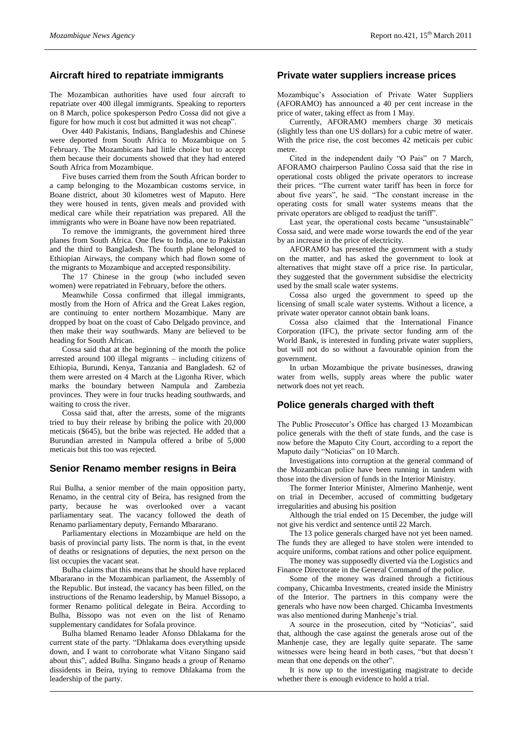## Aircraft hired to repatriate immigrants

The Mozambican authorities have used four aircraft to repatriate over 400 illegal immigrants. Speaking to reporters on 8 March, police spokesperson Pedro Cossa did not give a figure for how much it cost but admitted it was not cheap".

Over 440 Pakistanis, Indians, Bangladeshis and Chinese were deported from South Africa to Mozambique on 5 February. The Mozambicans had little choice but to accept them because their documents showed that they had entered South Africa from Mozambique.

Five buses carried them from the South African border to a camp belonging to the Mozambican customs service, in Boane district, about 30 kilometres west of Maputo. Here they were housed in tents, given meals and provided with medical care while their repatriation was prepared. All the immigrants who were in Boane have now been repatriated.

To remove the immigrants, the government hired three planes from South Africa. One flew to India, one to Pakistan and the third to Bangladesh. The fourth plane belonged to Ethiopian Airways, the company which had flown some of the migrants to Mozambique and accepted responsibility.

The 17 Chinese in the group (who included seven women) were repatriated in February, before the others.

Meanwhile Cossa confirmed that illegal immigrants, mostly from the Horn of Africa and the Great Lakes region, are continuing to enter northern Mozambique. Many are dropped by boat on the coast of Cabo Delgado province, and then make their way southwards. Many are believed to be heading for South African.

Cossa said that at the beginning of the month the police arrested around 100 illegal migrants – including citizens of Ethiopia, Burundi, Kenya, Tanzania and Bangladesh. 62 of them were arrested on 4 March at the Ligonha River, which marks the boundary between Nampula and Zambezia provinces. They were in four trucks heading southwards, and waiting to cross the river.

Cossa said that, after the arrests, some of the migrants tried to buy their release by bribing the police with 20,000 meticais ($645), but the bribe was rejected. He added that a Burundian arrested in Nampula offered a bribe of 5,000 meticais but this too was rejected.

## Senior Renamo member resigns in Beira

Rui Bulha, a senior member of the main opposition party, Renamo, in the central city of Beira, has resigned from the party, because he was overlooked over a vacant parliamentary seat. The vacancy followed the death of Renamo parliamentary deputy, Fernando Mbararano.

Parliamentary elections in Mozambique are held on the basis of provincial party lists. The norm is that, in the event of deaths or resignations of deputies, the next person on the list occupies the vacant seat.

Bulha claims that this means that he should have replaced Mbararano in the Mozambican parliament, the Assembly of the Republic. But instead, the vacancy has been filled, on the instructions of the Renamo leadership, by Manuel Bissopo, a former Renamo political delegate in Beira. According to Bulha, Bissopo was not even on the list of Renamo supplementary candidates for Sofala province.

Bulha blamed Renamo leader Afonso Dhlakama for the current state of the party. "Dhlakama does everything upside down, and I want to corroborate what Vitano Singano said about this", added Bulha. Singano heads a group of Renamo dissidents in Beira, trying to remove Dhlakama from the leadership of the party.

## Private water suppliers increase prices

Mozambique's Association of Private Water Suppliers (AFORAMO) has announced a 40 per cent increase in the price of water, taking effect as from 1 May.

Currently, AFORAMO members charge 30 meticais (slightly less than one US dollars) for a cubic metre of water. With the price rise, the cost becomes 42 meticais per cubic metre.

Cited in the independent daily "O Pais" on 7 March, AFORAMO chairperson Paulino Cossa said that the rise in operational costs obliged the private operators to increase their prices. "The current water tariff has been in force for about five years", he said. "The constant increase in the operating costs for small water systems means that the private operators are obliged to readjust the tariff".

Last year, the operational costs became "unsustainable" Cossa said, and were made worse towards the end of the year by an increase in the price of electricity.

AFORAMO has presented the government with a study on the matter, and has asked the government to look at alternatives that might stave off a price rise. In particular, they suggested that the government subsidise the electricity used by the small scale water systems.

Cossa also urged the government to speed up the licensing of small scale water systems. Without a licence, a private water operator cannot obtain bank loans.

Cossa also claimed that the International Finance Corporation (IFC), the private sector funding arm of the World Bank, is interested in funding private water suppliers, but will not do so without a favourable opinion from the government.

In urban Mozambique the private businesses, drawing water from wells, supply areas where the public water network does not yet reach.

## Police generals charged with theft

The Public Prosecutor's Office has charged 13 Mozambican police generals with the theft of state funds, and the case is now before the Maputo City Court, according to a report the Maputo daily "Noticias" on 10 March.

Investigations into corruption at the general command of the Mozambican police have been running in tandem with those into the diversion of funds in the Interior Ministry.

The former Interior Minister, Almerino Manhenje, went on trial in December, accused of committing budgetary irregularities and abusing his position

Although the trial ended on 15 December, the judge will not give his verdict and sentence until 22 March.

The 13 police generals charged have not yet been named. The funds they are alleged to have stolen were intended to acquire uniforms, combat rations and other police equipment.

The money was supposedly diverted via the Logistics and Finance Directorate in the General Command of the police.

Some of the money was drained through a fictitious company, Chicamba Investments, created inside the Ministry of the Interior. The partners in this company were the generals who have now been charged. Chicamba Investments was also mentioned during Manhenje's trial.

A source in the prosecution, cited by "Noticias", said that, although the case against the generals arose out of the Manhenje case, they are legally quite separate. The same witnesses were being heard in both cases, "but that doesn't mean that one depends on the other".

It is now up to the investigating magistrate to decide whether there is enough evidence to hold a trial.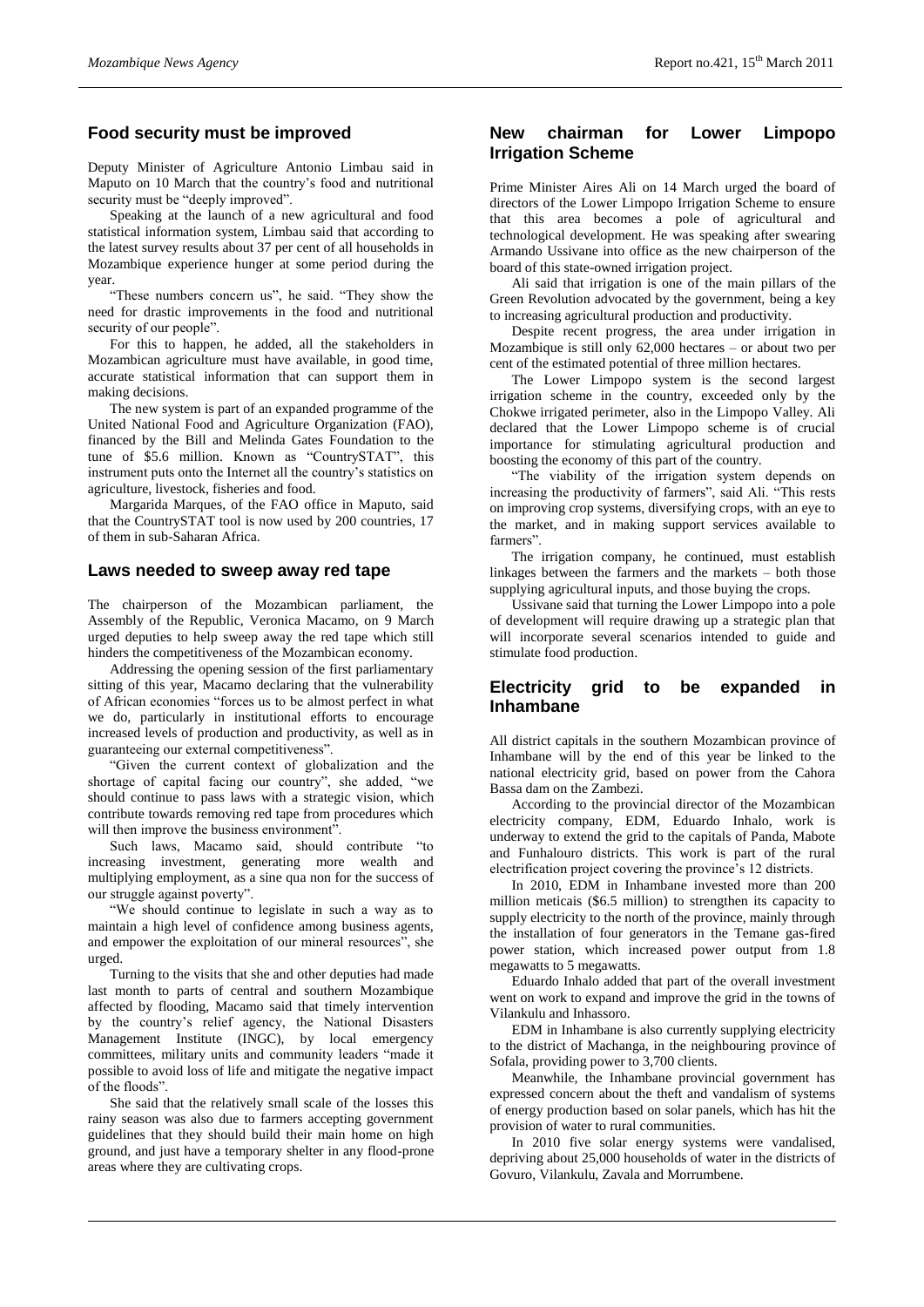## Food security must be improved

Deputy Minister of Agriculture Antonio Limbau said in Maputo on 10 March that the country's food and nutritional security must be "deeply improved".

Speaking at the launch of a new agricultural and food statistical information system, Limbau said that according to the latest survey results about 37 per cent of all households in Mozambique experience hunger at some period during the year.

"These numbers concern us", he said. "They show the need for drastic improvements in the food and nutritional security of our people".

For this to happen, he added, all the stakeholders in Mozambican agriculture must have available, in good time, accurate statistical information that can support them in making decisions.

The new system is part of an expanded programme of the United National Food and Agriculture Organization (FAO), financed by the Bill and Melinda Gates Foundation to the tune of $5.6 million. Known as "CountrySTAT", this instrument puts onto the Internet all the country's statistics on agriculture, livestock, fisheries and food.

Margarida Marques, of the FAO office in Maputo, said that the CountrySTAT tool is now used by 200 countries, 17 of them in sub-Saharan Africa.

## Laws needed to sweep away red tape

The chairperson of the Mozambican parliament, the Assembly of the Republic, Veronica Macamo, on 9 March urged deputies to help sweep away the red tape which still hinders the competitiveness of the Mozambican economy.

Addressing the opening session of the first parliamentary sitting of this year, Macamo declaring that the vulnerability of African economies "forces us to be almost perfect in what we do, particularly in institutional efforts to encourage increased levels of production and productivity, as well as in guaranteeing our external competitiveness".

"Given the current context of globalization and the shortage of capital facing our country", she added, "we should continue to pass laws with a strategic vision, which contribute towards removing red tape from procedures which will then improve the business environment".

Such laws, Macamo said, should contribute "to increasing investment, generating more wealth and multiplying employment, as a sine qua non for the success of our struggle against poverty".

"We should continue to legislate in such a way as to maintain a high level of confidence among business agents, and empower the exploitation of our mineral resources", she urged.

Turning to the visits that she and other deputies had made last month to parts of central and southern Mozambique affected by flooding, Macamo said that timely intervention by the country's relief agency, the National Disasters Management Institute (INGC), by local emergency committees, military units and community leaders "made it possible to avoid loss of life and mitigate the negative impact of the floods".

She said that the relatively small scale of the losses this rainy season was also due to farmers accepting government guidelines that they should build their main home on high ground, and just have a temporary shelter in any flood-prone areas where they are cultivating crops.

## New chairman for Lower Limpopo Irrigation Scheme

Prime Minister Aires Ali on 14 March urged the board of directors of the Lower Limpopo Irrigation Scheme to ensure that this area becomes a pole of agricultural and technological development. He was speaking after swearing Armando Ussivane into office as the new chairperson of the board of this state-owned irrigation project.

Ali said that irrigation is one of the main pillars of the Green Revolution advocated by the government, being a key to increasing agricultural production and productivity.

Despite recent progress, the area under irrigation in Mozambique is still only 62,000 hectares – or about two per cent of the estimated potential of three million hectares.

The Lower Limpopo system is the second largest irrigation scheme in the country, exceeded only by the Chokwe irrigated perimeter, also in the Limpopo Valley. Ali declared that the Lower Limpopo scheme is of crucial importance for stimulating agricultural production and boosting the economy of this part of the country.

"The viability of the irrigation system depends on increasing the productivity of farmers", said Ali. "This rests on improving crop systems, diversifying crops, with an eye to the market, and in making support services available to farmers".

The irrigation company, he continued, must establish linkages between the farmers and the markets – both those supplying agricultural inputs, and those buying the crops.

Ussivane said that turning the Lower Limpopo into a pole of development will require drawing up a strategic plan that will incorporate several scenarios intended to guide and stimulate food production.

## Electricity grid to be expanded in Inhambane

All district capitals in the southern Mozambican province of Inhambane will by the end of this year be linked to the national electricity grid, based on power from the Cahora Bassa dam on the Zambezi.

According to the provincial director of the Mozambican electricity company, EDM, Eduardo Inhalo, work is underway to extend the grid to the capitals of Panda, Mabote and Funhalouro districts. This work is part of the rural electrification project covering the province's 12 districts.

In 2010, EDM in Inhambane invested more than 200 million meticais ($6.5 million) to strengthen its capacity to supply electricity to the north of the province, mainly through the installation of four generators in the Temane gas-fired power station, which increased power output from 1.8 megawatts to 5 megawatts.

Eduardo Inhalo added that part of the overall investment went on work to expand and improve the grid in the towns of Vilankulu and Inhassoro.

EDM in Inhambane is also currently supplying electricity to the district of Machanga, in the neighbouring province of Sofala, providing power to 3,700 clients.

Meanwhile, the Inhambane provincial government has expressed concern about the theft and vandalism of systems of energy production based on solar panels, which has hit the provision of water to rural communities.

In 2010 five solar energy systems were vandalised, depriving about 25,000 households of water in the districts of Govuro, Vilankulu, Zavala and Morrumbene.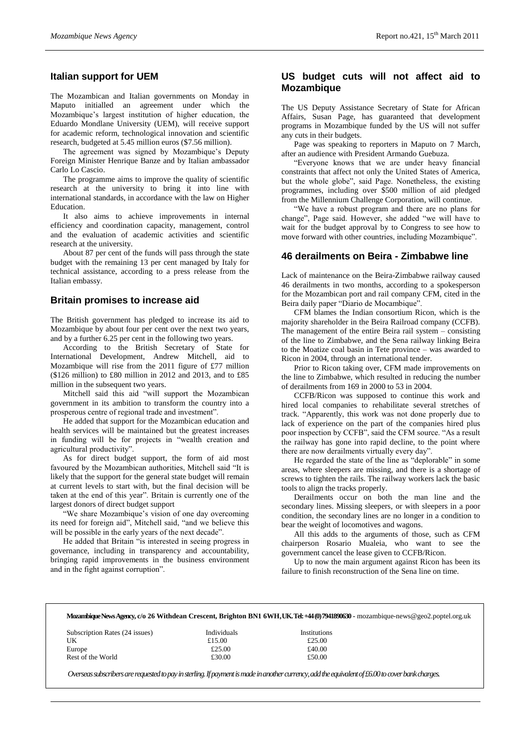## Italian support for UEM

The Mozambican and Italian governments on Monday in Maputo initialled an agreement under which the Mozambique's largest institution of higher education, the Eduardo Mondlane University (UEM), will receive support for academic reform, technological innovation and scientific research, budgeted at 5.45 million euros ($7.56 million).

The agreement was signed by Mozambique's Deputy Foreign Minister Henrique Banze and by Italian ambassador Carlo Lo Cascio.

The programme aims to improve the quality of scientific research at the university to bring it into line with international standards, in accordance with the law on Higher Education.

It also aims to achieve improvements in internal efficiency and coordination capacity, management, control and the evaluation of academic activities and scientific research at the university.

About 87 per cent of the funds will pass through the state budget with the remaining 13 per cent managed by Italy for technical assistance, according to a press release from the Italian embassy.

## Britain promises to increase aid

The British government has pledged to increase its aid to Mozambique by about four per cent over the next two years, and by a further 6.25 per cent in the following two years.

According to the British Secretary of State for International Development, Andrew Mitchell, aid to Mozambique will rise from the 2011 figure of £77 million ($126 million) to £80 million in 2012 and 2013, and to £85 million in the subsequent two years.

Mitchell said this aid "will support the Mozambican government in its ambition to transform the country into a prosperous centre of regional trade and investment".

He added that support for the Mozambican education and health services will be maintained but the greatest increases in funding will be for projects in "wealth creation and agricultural productivity".

As for direct budget support, the form of aid most favoured by the Mozambican authorities, Mitchell said "It is likely that the support for the general state budget will remain at current levels to start with, but the final decision will be taken at the end of this year". Britain is currently one of the largest donors of direct budget support

"We share Mozambique's vision of one day overcoming its need for foreign aid", Mitchell said, "and we believe this will be possible in the early years of the next decade".

He added that Britain "is interested in seeing progress in governance, including in transparency and accountability, bringing rapid improvements in the business environment and in the fight against corruption".

## US budget cuts will not affect aid to Mozambique

The US Deputy Assistance Secretary of State for African Affairs, Susan Page, has guaranteed that development programs in Mozambique funded by the US will not suffer any cuts in their budgets.

Page was speaking to reporters in Maputo on 7 March, after an audience with President Armando Guebuza.

"Everyone knows that we are under heavy financial constraints that affect not only the United States of America, but the whole globe", said Page. Nonetheless, the existing programmes, including over $500 million of aid pledged from the Millennium Challenge Corporation, will continue.

"We have a robust program and there are no plans for change", Page said. However, she added "we will have to wait for the budget approval by to Congress to see how to move forward with other countries, including Mozambique".

## 46 derailments on Beira - Zimbabwe line

Lack of maintenance on the Beira-Zimbabwe railway caused 46 derailments in two months, according to a spokesperson for the Mozambican port and rail company CFM, cited in the Beira daily paper "Diario de Mocambique".

CFM blames the Indian consortium Ricon, which is the majority shareholder in the Beira Railroad company (CCFB). The management of the entire Beira rail system – consisting of the line to Zimbabwe, and the Sena railway linking Beira to the Moatize coal basin in Tete province – was awarded to Ricon in 2004, through an international tender.

Prior to Ricon taking over, CFM made improvements on the line to Zimbabwe, which resulted in reducing the number of derailments from 169 in 2000 to 53 in 2004.

CCFB/Ricon was supposed to continue this work and hired local companies to rehabilitate several stretches of track. "Apparently, this work was not done properly due to lack of experience on the part of the companies hired plus poor inspection by CCFB", said the CFM source. "As a result the railway has gone into rapid decline, to the point where there are now derailments virtually every day".

He regarded the state of the line as "deplorable" in some areas, where sleepers are missing, and there is a shortage of screws to tighten the rails. The railway workers lack the basic tools to align the tracks properly.

Derailments occur on both the man line and the secondary lines. Missing sleepers, or with sleepers in a poor condition, the secondary lines are no longer in a condition to bear the weight of locomotives and wagons.

All this adds to the arguments of those, such as CFM chairperson Rosario Mualeia, who want to see the government cancel the lease given to CCFB/Ricon.

Up to now the main argument against Ricon has been its failure to finish reconstruction of the Sena line on time.

---

**Mozambique News Agency, c/o 26 Withdean Crescent, Brighton BN1 6WH, UK. Tel: +44 (0)7941890630 -** mozambique-news@geo2.poptel.org.uk

| Subscription Rates (24 issues) | Individuals | Institutions |
|---|---|---|
| UK | £15.00 | £25.00 |
| Europe | £25.00 | £40.00 |
| Rest of the World | £30.00 | £50.00 |

*Overseas subscribers are requested to pay in sterling. If payment is made in another currency, add the equivalent of £6.00 to cover bank charges.*